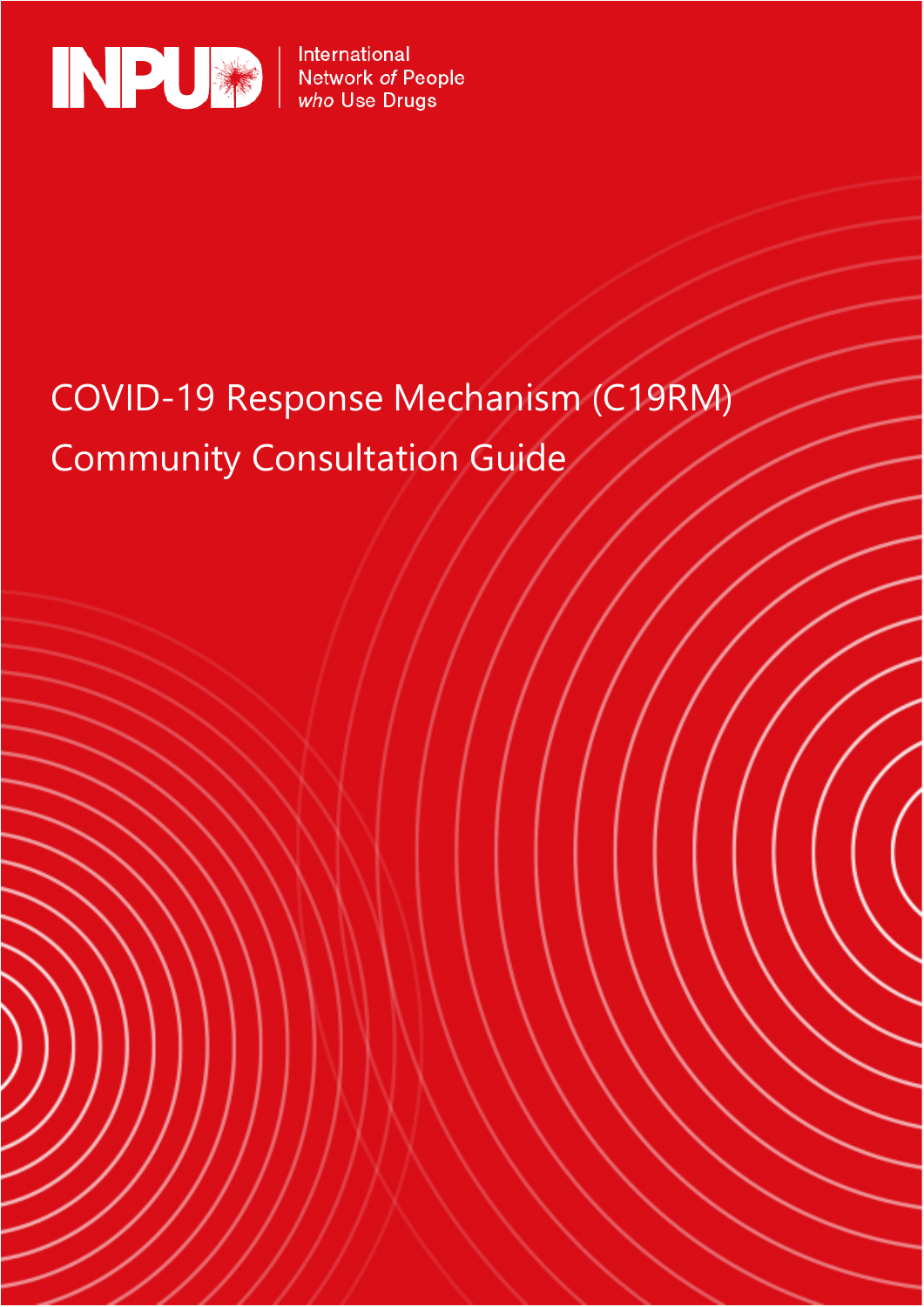INPUD | International Network *of* People *who* Use Drugs

# COVID-19 Response Mechanism (C19RM) Community Consultation Guide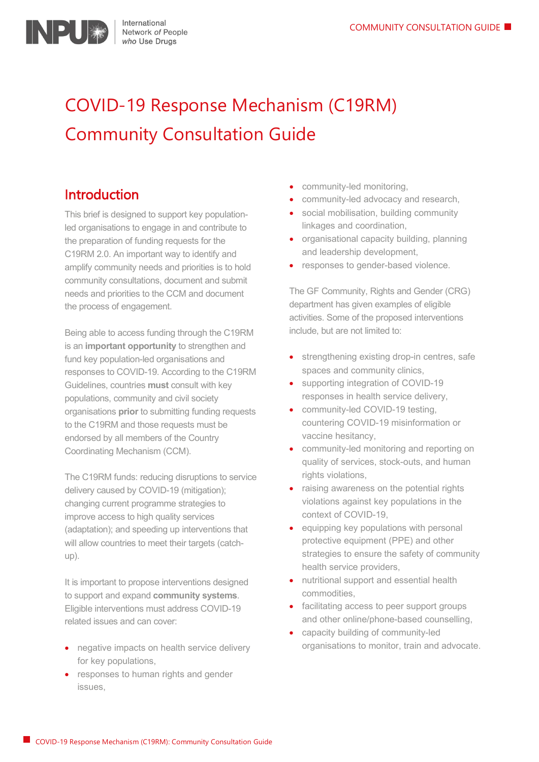# COVID-19 Response Mechanism (C19RM) Community Consultation Guide

## Introduction

This brief is designed to support key population-led organisations to engage in and contribute to the preparation of funding requests for the C19RM 2.0. An important way to identify and amplify community needs and priorities is to hold community consultations, document and submit needs and priorities to the CCM and document the process of engagement.

Being able to access funding through the C19RM is an **important opportunity** to strengthen and fund key population-led organisations and responses to COVID-19. According to the C19RM Guidelines, countries **must** consult with key populations, community and civil society organisations **prior** to submitting funding requests to the C19RM and those requests must be endorsed by all members of the Country Coordinating Mechanism (CCM).

The C19RM funds: reducing disruptions to service delivery caused by COVID-19 (mitigation); changing current programme strategies to improve access to high quality services (adaptation); and speeding up interventions that will allow countries to meet their targets (catch-up).

It is important to propose interventions designed to support and expand **community systems**. Eligible interventions must address COVID-19 related issues and can cover:

- negative impacts on health service delivery for key populations,
- responses to human rights and gender issues,
- community-led monitoring,
- community-led advocacy and research,
- social mobilisation, building community linkages and coordination,
- organisational capacity building, planning and leadership development,
- responses to gender-based violence.

The GF Community, Rights and Gender (CRG) department has given examples of eligible activities. Some of the proposed interventions include, but are not limited to:

- strengthening existing drop-in centres, safe spaces and community clinics,
- supporting integration of COVID-19 responses in health service delivery,
- community-led COVID-19 testing, countering COVID-19 misinformation or vaccine hesitancy,
- community-led monitoring and reporting on quality of services, stock-outs, and human rights violations,
- raising awareness on the potential rights violations against key populations in the context of COVID-19,
- equipping key populations with personal protective equipment (PPE) and other strategies to ensure the safety of community health service providers,
- nutritional support and essential health commodities,
- facilitating access to peer support groups and other online/phone-based counselling,
- capacity building of community-led organisations to monitor, train and advocate.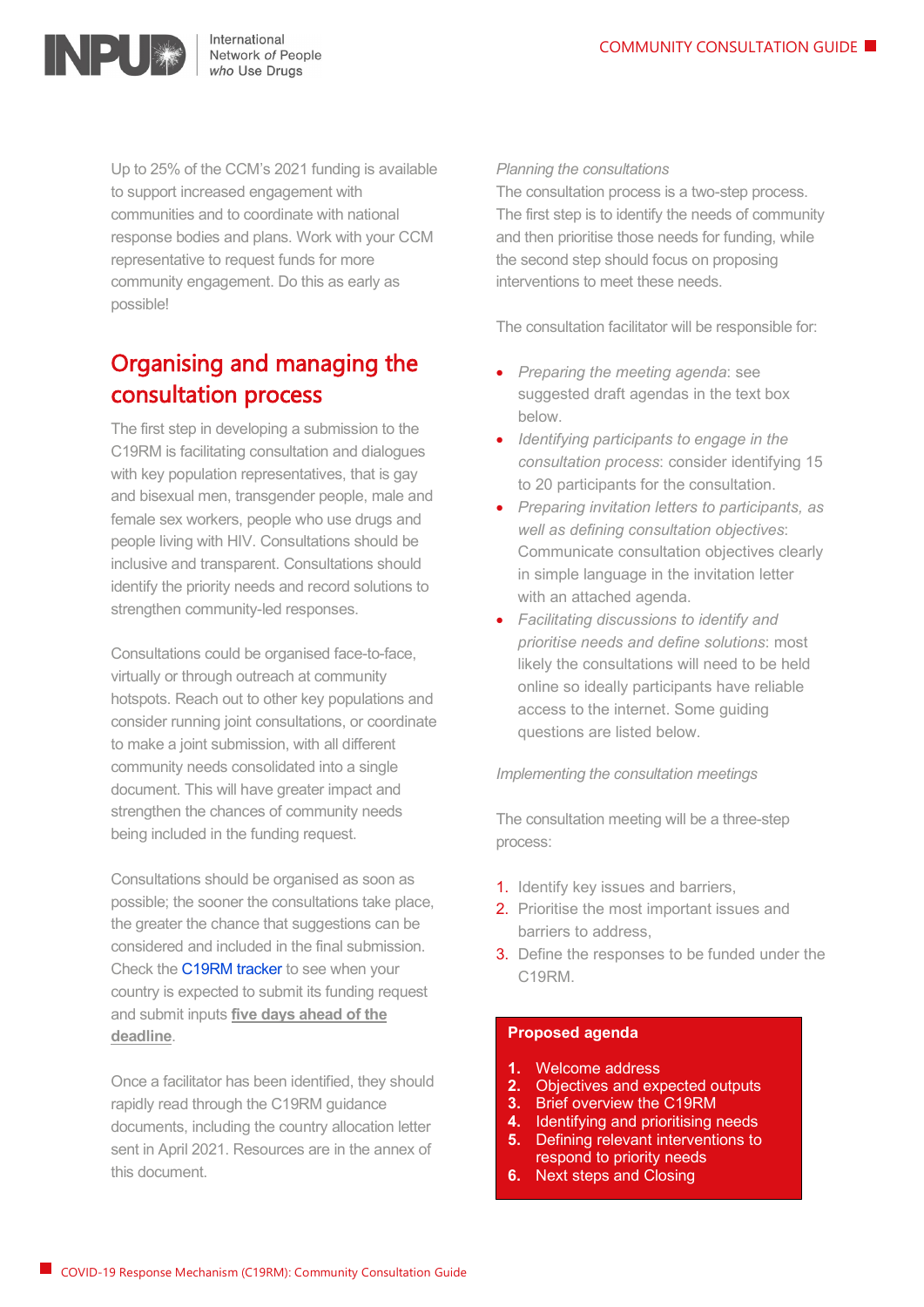Up to 25% of the CCM's 2021 funding is available to support increased engagement with communities and to coordinate with national response bodies and plans. Work with your CCM representative to request funds for more community engagement. Do this as early as possible!

## Organising and managing the consultation process

The first step in developing a submission to the C19RM is facilitating consultation and dialogues with key population representatives, that is gay and bisexual men, transgender people, male and female sex workers, people who use drugs and people living with HIV. Consultations should be inclusive and transparent. Consultations should identify the priority needs and record solutions to strengthen community-led responses.

Consultations could be organised face-to-face, virtually or through outreach at community hotspots. Reach out to other key populations and consider running joint consultations, or coordinate to make a joint submission, with all different community needs consolidated into a single document. This will have greater impact and strengthen the chances of community needs being included in the funding request.

Consultations should be organised as soon as possible; the sooner the consultations take place, the greater the chance that suggestions can be considered and included in the final submission. Check the C19RM tracker to see when your country is expected to submit its funding request and submit inputs **five days ahead of the deadline**.

Once a facilitator has been identified, they should rapidly read through the C19RM guidance documents, including the country allocation letter sent in April 2021. Resources are in the annex of this document.

*Planning the consultations*

The consultation process is a two-step process. The first step is to identify the needs of community and then prioritise those needs for funding, while the second step should focus on proposing interventions to meet these needs.

The consultation facilitator will be responsible for:

- *Preparing the meeting agenda*: see suggested draft agendas in the text box below.
- *Identifying participants to engage in the consultation process*: consider identifying 15 to 20 participants for the consultation.
- *Preparing invitation letters to participants, as well as defining consultation objectives*: Communicate consultation objectives clearly in simple language in the invitation letter with an attached agenda.
- *Facilitating discussions to identify and prioritise needs and define solutions*: most likely the consultations will need to be held online so ideally participants have reliable access to the internet. Some guiding questions are listed below.

*Implementing the consultation meetings*

The consultation meeting will be a three-step process:

1. Identify key issues and barriers,
2. Prioritise the most important issues and barriers to address,
3. Define the responses to be funded under the C19RM.

**Proposed agenda**

1. Welcome address
2. Objectives and expected outputs
3. Brief overview the C19RM
4. Identifying and prioritising needs
5. Defining relevant interventions to respond to priority needs
6. Next steps and Closing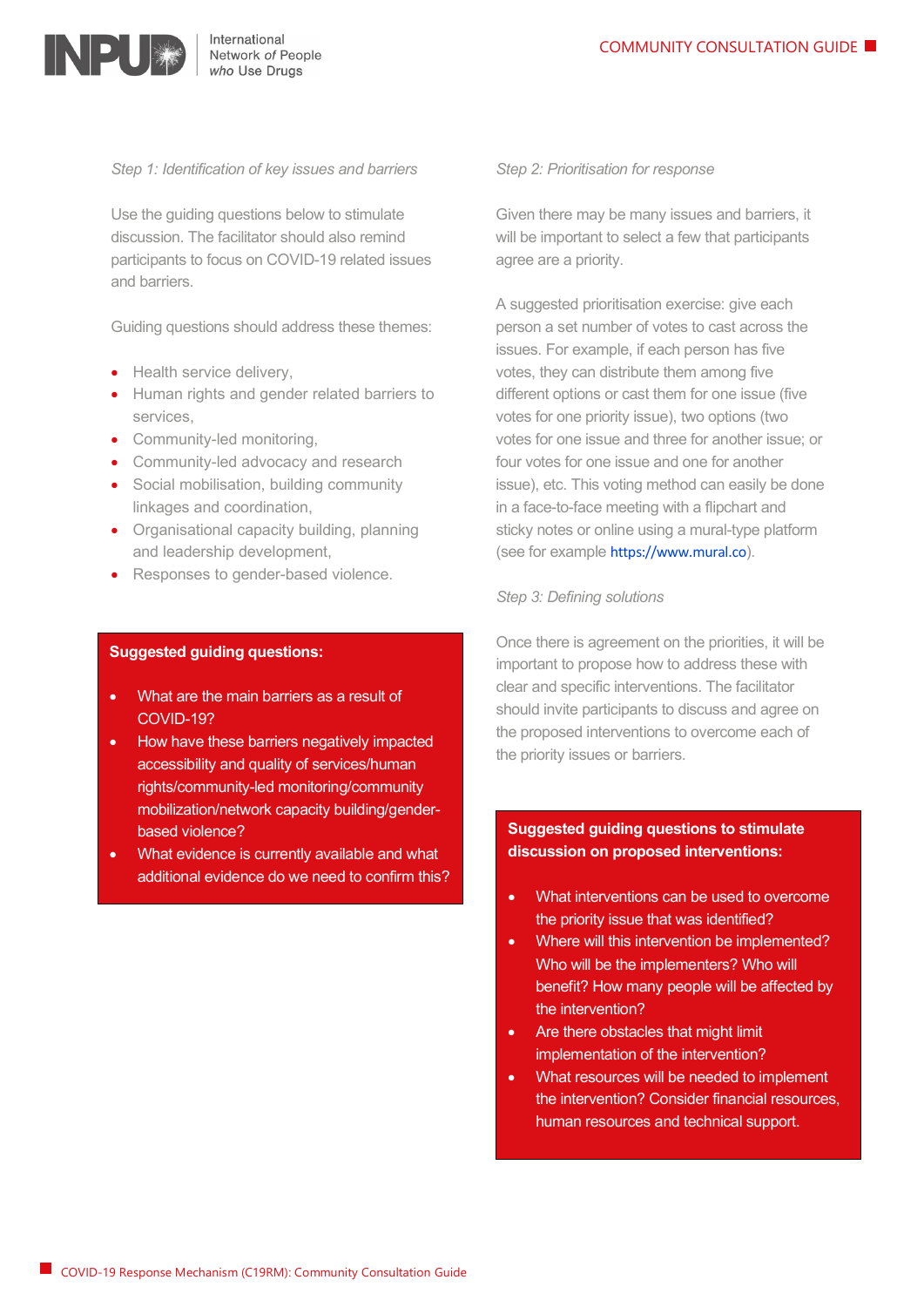*Step 1: Identification of key issues and barriers*

Use the guiding questions below to stimulate discussion. The facilitator should also remind participants to focus on COVID-19 related issues and barriers.

Guiding questions should address these themes:

- Health service delivery,
- Human rights and gender related barriers to services,
- Community-led monitoring,
- Community-led advocacy and research
- Social mobilisation, building community linkages and coordination,
- Organisational capacity building, planning and leadership development,
- Responses to gender-based violence.

**Suggested guiding questions:**

- What are the main barriers as a result of COVID-19?
- How have these barriers negatively impacted accessibility and quality of services/human rights/community-led monitoring/community mobilization/network capacity building/gender-based violence?
- What evidence is currently available and what additional evidence do we need to confirm this?

*Step 2: Prioritisation for response*

Given there may be many issues and barriers, it will be important to select a few that participants agree are a priority.

A suggested prioritisation exercise: give each person a set number of votes to cast across the issues. For example, if each person has five votes, they can distribute them among five different options or cast them for one issue (five votes for one priority issue), two options (two votes for one issue and three for another issue; or four votes for one issue and one for another issue), etc. This voting method can easily be done in a face-to-face meeting with a flipchart and sticky notes or online using a mural-type platform (see for example https://www.mural.co).

*Step 3: Defining solutions*

Once there is agreement on the priorities, it will be important to propose how to address these with clear and specific interventions. The facilitator should invite participants to discuss and agree on the proposed interventions to overcome each of the priority issues or barriers.

**Suggested guiding questions to stimulate discussion on proposed interventions:**

- What interventions can be used to overcome the priority issue that was identified?
- Where will this intervention be implemented? Who will be the implementers? Who will benefit? How many people will be affected by the intervention?
- Are there obstacles that might limit implementation of the intervention?
- What resources will be needed to implement the intervention? Consider financial resources, human resources and technical support.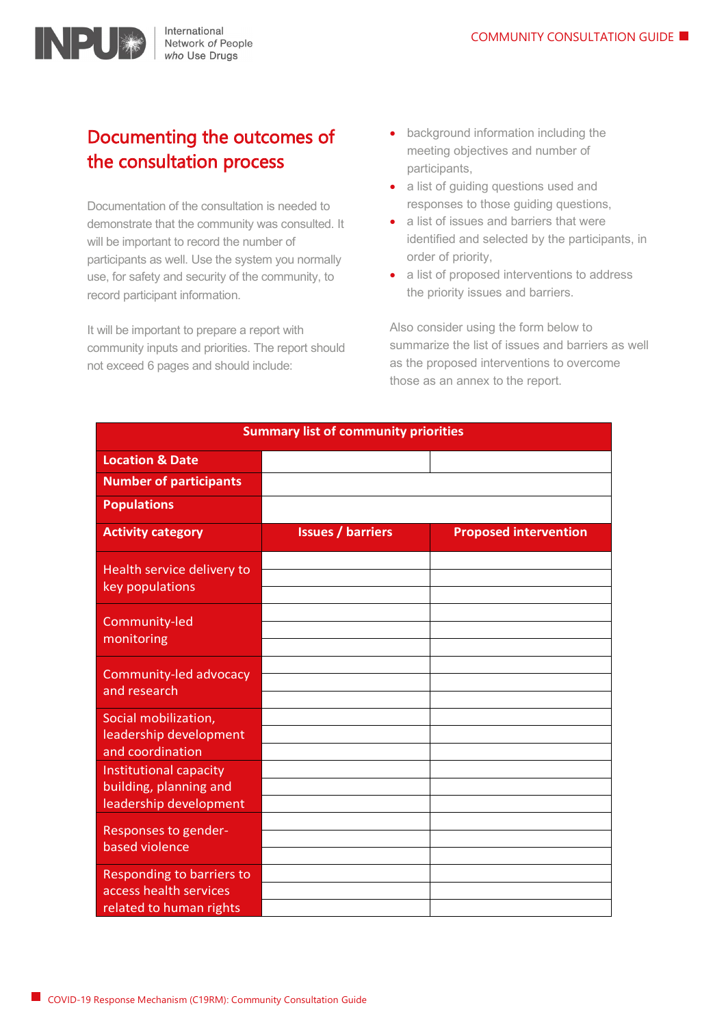## Documenting the outcomes of the consultation process

Documentation of the consultation is needed to demonstrate that the community was consulted. It will be important to record the number of participants as well. Use the system you normally use, for safety and security of the community, to record participant information.

It will be important to prepare a report with community inputs and priorities. The report should not exceed 6 pages and should include:

- background information including the meeting objectives and number of participants,
- a list of guiding questions used and responses to those guiding questions,
- a list of issues and barriers that were identified and selected by the participants, in order of priority,
- a list of proposed interventions to address the priority issues and barriers.

Also consider using the form below to summarize the list of issues and barriers as well as the proposed interventions to overcome those as an annex to the report.

| Summary list of community priorities | | |
|---|---|---|
| **Location & Date** | | |
| **Number of participants** | | |
| **Populations** | | |
| **Activity category** | **Issues / barriers** | **Proposed intervention** |
| Health service delivery to key populations | | |
| | | |
| | | |
| Community-led monitoring | | |
| | | |
| | | |
| Community-led advocacy and research | | |
| | | |
| | | |
| Social mobilization, leadership development and coordination | | |
| | | |
| | | |
| Institutional capacity building, planning and leadership development | | |
| | | |
| | | |
| Responses to gender-based violence | | |
| | | |
| | | |
| Responding to barriers to access health services related to human rights | | |
| | | |
| | | |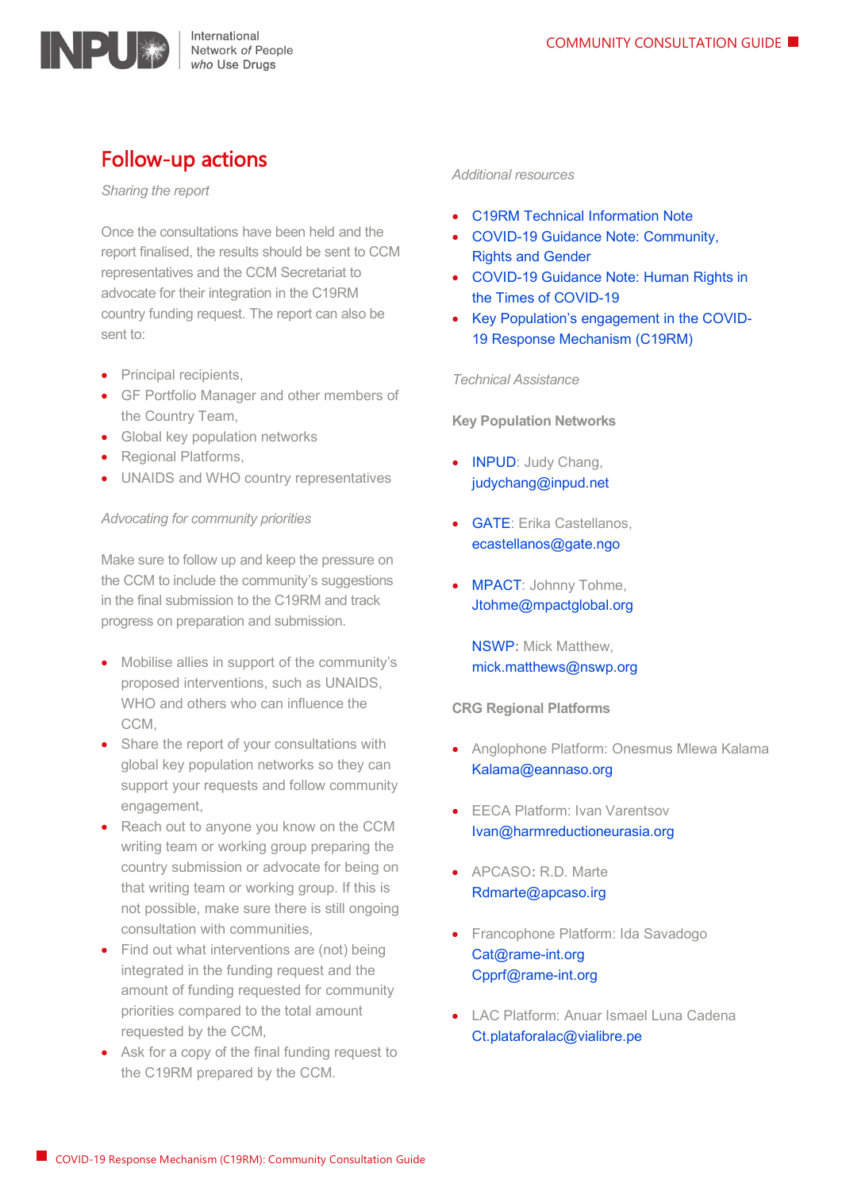## Follow-up actions

*Sharing the report*

Once the consultations have been held and the report finalised, the results should be sent to CCM representatives and the CCM Secretariat to advocate for their integration in the C19RM country funding request. The report can also be sent to:

- Principal recipients,
- GF Portfolio Manager and other members of the Country Team,
- Global key population networks
- Regional Platforms,
- UNAIDS and WHO country representatives

*Advocating for community priorities*

Make sure to follow up and keep the pressure on the CCM to include the community's suggestions in the final submission to the C19RM and track progress on preparation and submission.

- Mobilise allies in support of the community's proposed interventions, such as UNAIDS, WHO and others who can influence the CCM,
- Share the report of your consultations with global key population networks so they can support your requests and follow community engagement,
- Reach out to anyone you know on the CCM writing team or working group preparing the country submission or advocate for being on that writing team or working group. If this is not possible, make sure there is still ongoing consultation with communities,
- Find out what interventions are (not) being integrated in the funding request and the amount of funding requested for community priorities compared to the total amount requested by the CCM,
- Ask for a copy of the final funding request to the C19RM prepared by the CCM.

*Additional resources*

- C19RM Technical Information Note
- COVID-19 Guidance Note: Community, Rights and Gender
- COVID-19 Guidance Note: Human Rights in the Times of COVID-19
- Key Population's engagement in the COVID-19 Response Mechanism (C19RM)

*Technical Assistance*

**Key Population Networks**

- INPUD: Judy Chang, judychang@inpud.net
- GATE: Erika Castellanos, ecastellanos@gate.ngo
- MPACT: Johnny Tohme, Jtohme@mpactglobal.org

  NSWP: Mick Matthew, mick.matthews@nswp.org

**CRG Regional Platforms**

- Anglophone Platform: Onesmus Mlewa Kalama Kalama@eannaso.org
- EECA Platform: Ivan Varentsov Ivan@harmreductioneurasia.org
- APCASO: R.D. Marte Rdmarte@apcaso.irg
- Francophone Platform: Ida Savadogo Cat@rame-int.org Cpprf@rame-int.org
- LAC Platform: Anuar Ismael Luna Cadena Ct.plataforalac@vialibre.pe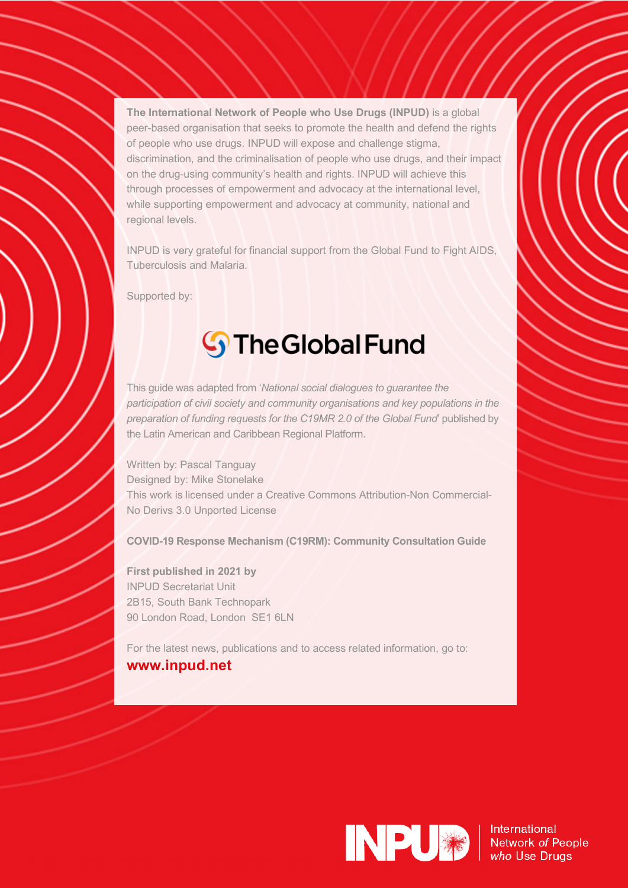**The International Network of People who Use Drugs (INPUD)** is a global peer-based organisation that seeks to promote the health and defend the rights of people who use drugs. INPUD will expose and challenge stigma, discrimination, and the criminalisation of people who use drugs, and their impact on the drug-using community's health and rights. INPUD will achieve this through processes of empowerment and advocacy at the international level, while supporting empowerment and advocacy at community, national and regional levels.

INPUD is very grateful for financial support from the Global Fund to Fight AIDS, Tuberculosis and Malaria.

Supported by:

The Global Fund

This guide was adapted from '*National social dialogues to guarantee the participation of civil society and community organisations and key populations in the preparation of funding requests for the C19MR 2.0 of the Global Fund*' published by the Latin American and Caribbean Regional Platform.

Written by: Pascal Tanguay
Designed by: Mike Stonelake
This work is licensed under a Creative Commons Attribution-Non Commercial-No Derivs 3.0 Unported License

**COVID-19 Response Mechanism (C19RM): Community Consultation Guide**

**First published in 2021 by**
INPUD Secretariat Unit
2B15, South Bank Technopark
90 London Road, London SE1 6LN

For the latest news, publications and to access related information, go to:
**www.inpud.net**

INPUD International Network of People who Use Drugs